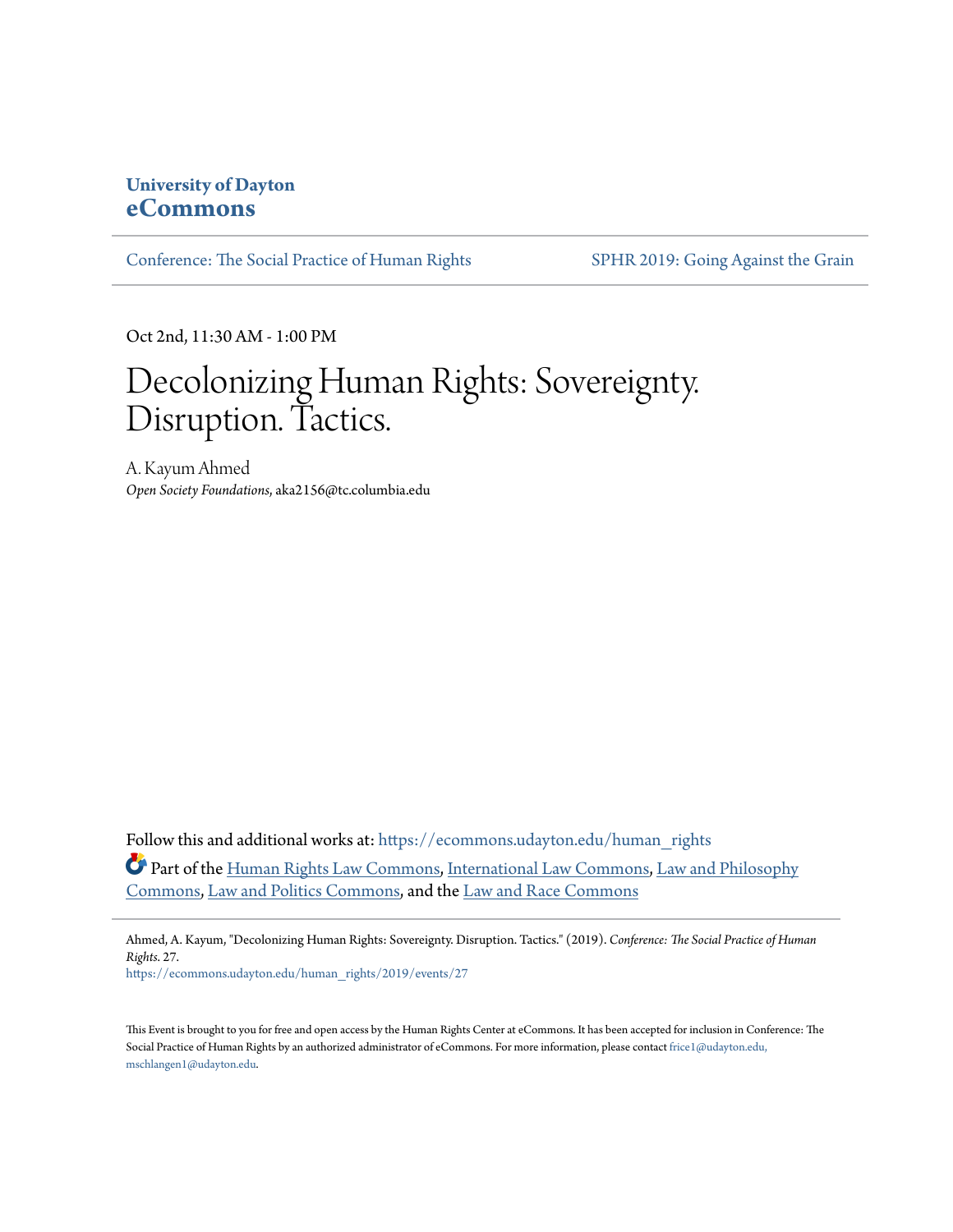University of Dayton
**eCommons**

Conference: The Social Practice of Human Rights | SPHR 2019: Going Against the Grain

Oct 2nd, 11:30 AM - 1:00 PM

# Decolonizing Human Rights: Sovereignty. Disruption. Tactics.

A. Kayum Ahmed
*Open Society Foundations*, aka2156@tc.columbia.edu

Follow this and additional works at: https://ecommons.udayton.edu/human_rights

Part of the Human Rights Law Commons, International Law Commons, Law and Philosophy Commons, Law and Politics Commons, and the Law and Race Commons

Ahmed, A. Kayum, "Decolonizing Human Rights: Sovereignty. Disruption. Tactics." (2019). *Conference: The Social Practice of Human Rights*. 27.
https://ecommons.udayton.edu/human_rights/2019/events/27

This Event is brought to you for free and open access by the Human Rights Center at eCommons. It has been accepted for inclusion in Conference: The Social Practice of Human Rights by an authorized administrator of eCommons. For more information, please contact frice1@udayton.edu, mschlangen1@udayton.edu.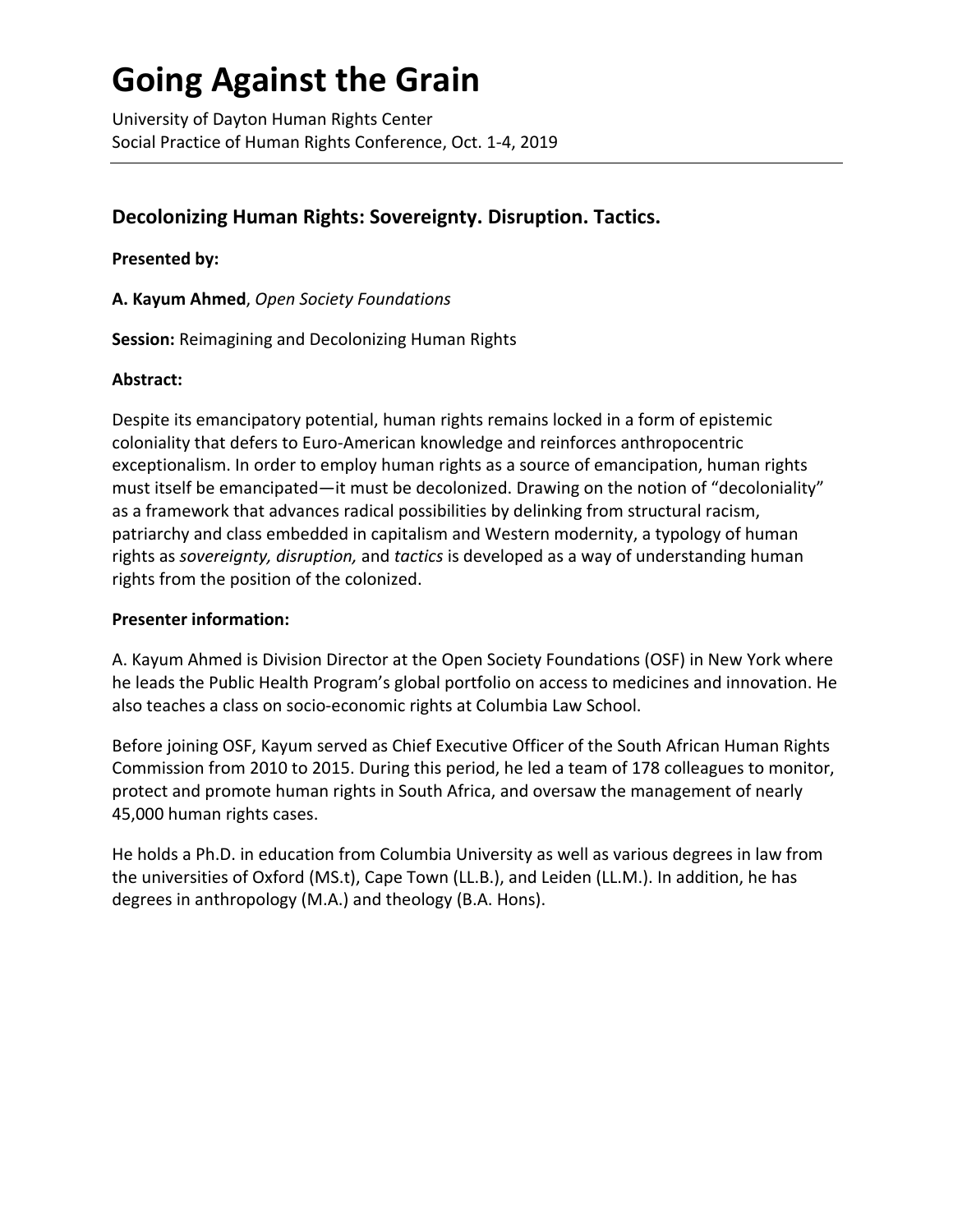# Going Against the Grain

University of Dayton Human Rights Center
Social Practice of Human Rights Conference, Oct. 1-4, 2019

---

## Decolonizing Human Rights: Sovereignty. Disruption. Tactics.

**Presented by:**

**A. Kayum Ahmed**, *Open Society Foundations*

**Session:** Reimagining and Decolonizing Human Rights

**Abstract:**

Despite its emancipatory potential, human rights remains locked in a form of epistemic coloniality that defers to Euro-American knowledge and reinforces anthropocentric exceptionalism. In order to employ human rights as a source of emancipation, human rights must itself be emancipated—it must be decolonized. Drawing on the notion of "decoloniality" as a framework that advances radical possibilities by delinking from structural racism, patriarchy and class embedded in capitalism and Western modernity, a typology of human rights as *sovereignty, disruption,* and *tactics* is developed as a way of understanding human rights from the position of the colonized.

**Presenter information:**

A. Kayum Ahmed is Division Director at the Open Society Foundations (OSF) in New York where he leads the Public Health Program's global portfolio on access to medicines and innovation. He also teaches a class on socio-economic rights at Columbia Law School.

Before joining OSF, Kayum served as Chief Executive Officer of the South African Human Rights Commission from 2010 to 2015. During this period, he led a team of 178 colleagues to monitor, protect and promote human rights in South Africa, and oversaw the management of nearly 45,000 human rights cases.

He holds a Ph.D. in education from Columbia University as well as various degrees in law from the universities of Oxford (MS.t), Cape Town (LL.B.), and Leiden (LL.M.). In addition, he has degrees in anthropology (M.A.) and theology (B.A. Hons).